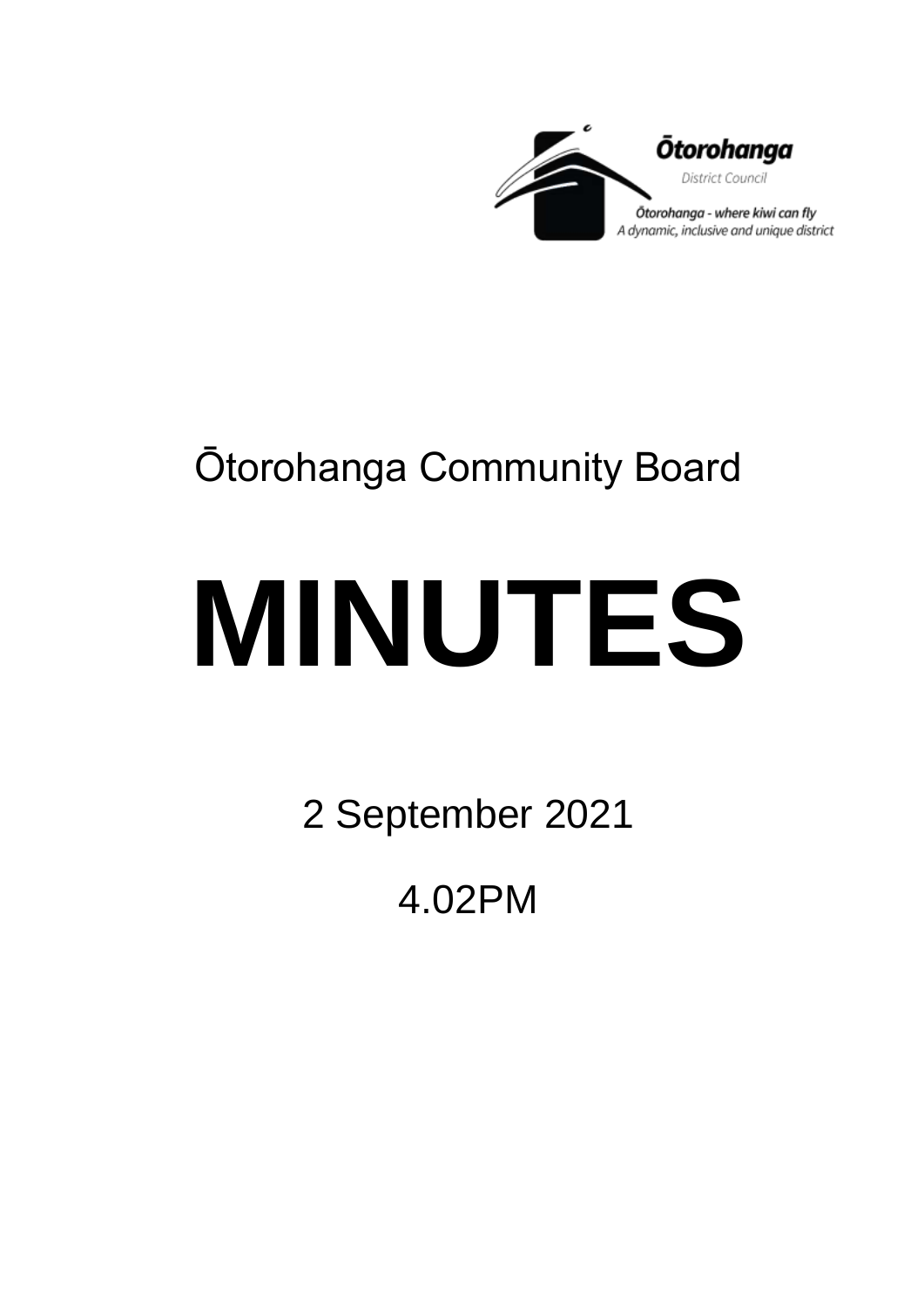Ōtorohanga District Council

Ōtorohanga - where kiwi can fly
A dynamic, inclusive and unique district

Ōtorohanga Community Board

# MINUTES

2 September 2021

4.02PM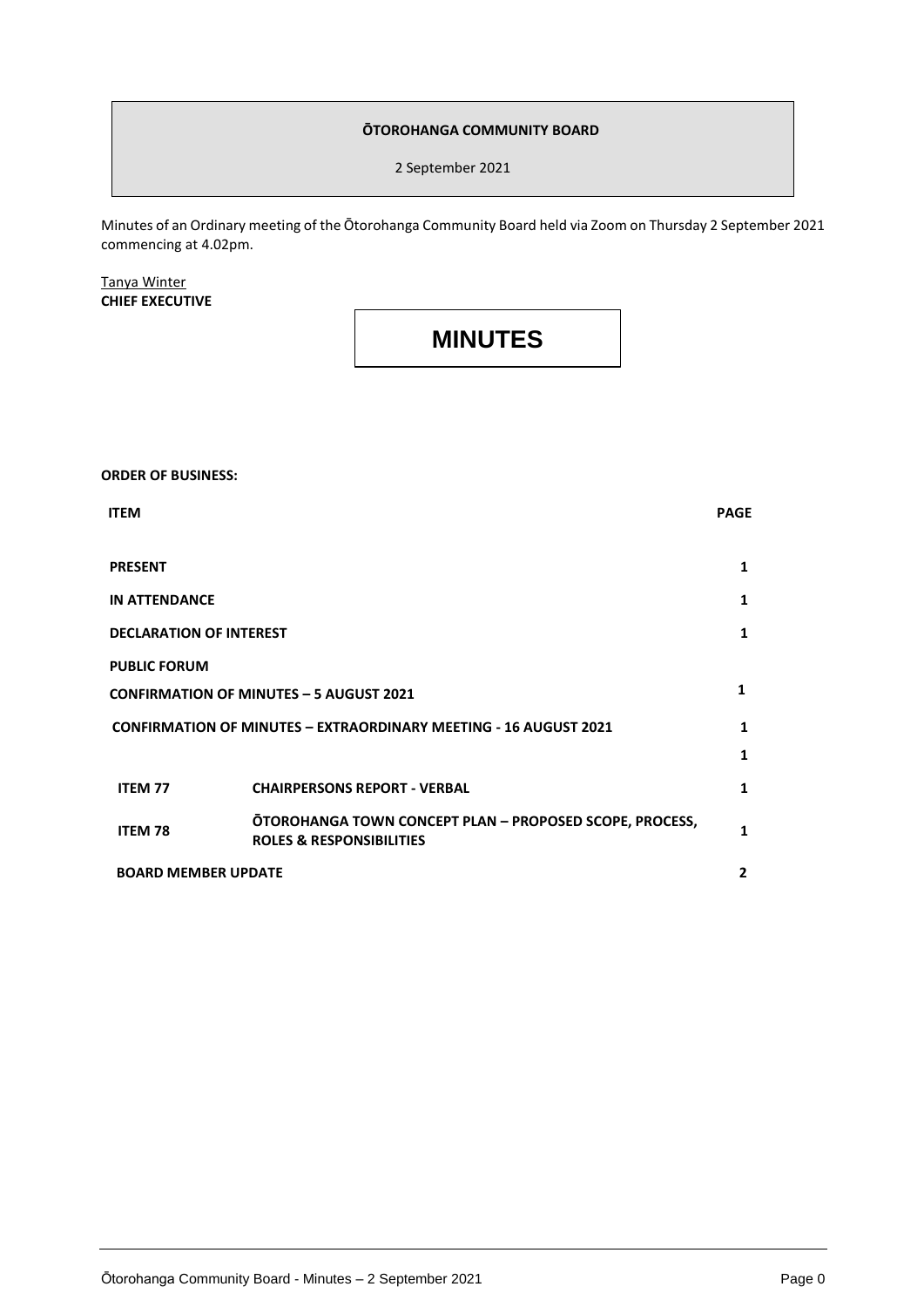**ŌTOROHANGA COMMUNITY BOARD**

2 September 2021

Minutes of an Ordinary meeting of the Ōtorohanga Community Board held via Zoom on Thursday 2 September 2021 commencing at 4.02pm.

Tanya Winter
**CHIEF EXECUTIVE**

# MINUTES

**ORDER OF BUSINESS:**

| ITEM | | PAGE |
|---|---|---|
| **PRESENT** | | **1** |
| **IN ATTENDANCE** | | **1** |
| **DECLARATION OF INTEREST** | | **1** |
| **PUBLIC FORUM** | | |
| **CONFIRMATION OF MINUTES – 5 AUGUST 2021** | | **1** |
| **CONFIRMATION OF MINUTES – EXTRAORDINARY MEETING - 16 AUGUST 2021** | | **1** |
| | | **1** |
| **ITEM 77** | **CHAIRPERSONS REPORT - VERBAL** | **1** |
| **ITEM 78** | **ŌTOROHANGA TOWN CONCEPT PLAN – PROPOSED SCOPE, PROCESS, ROLES & RESPONSIBILITIES** | **1** |
| **BOARD MEMBER UPDATE** | | **2** |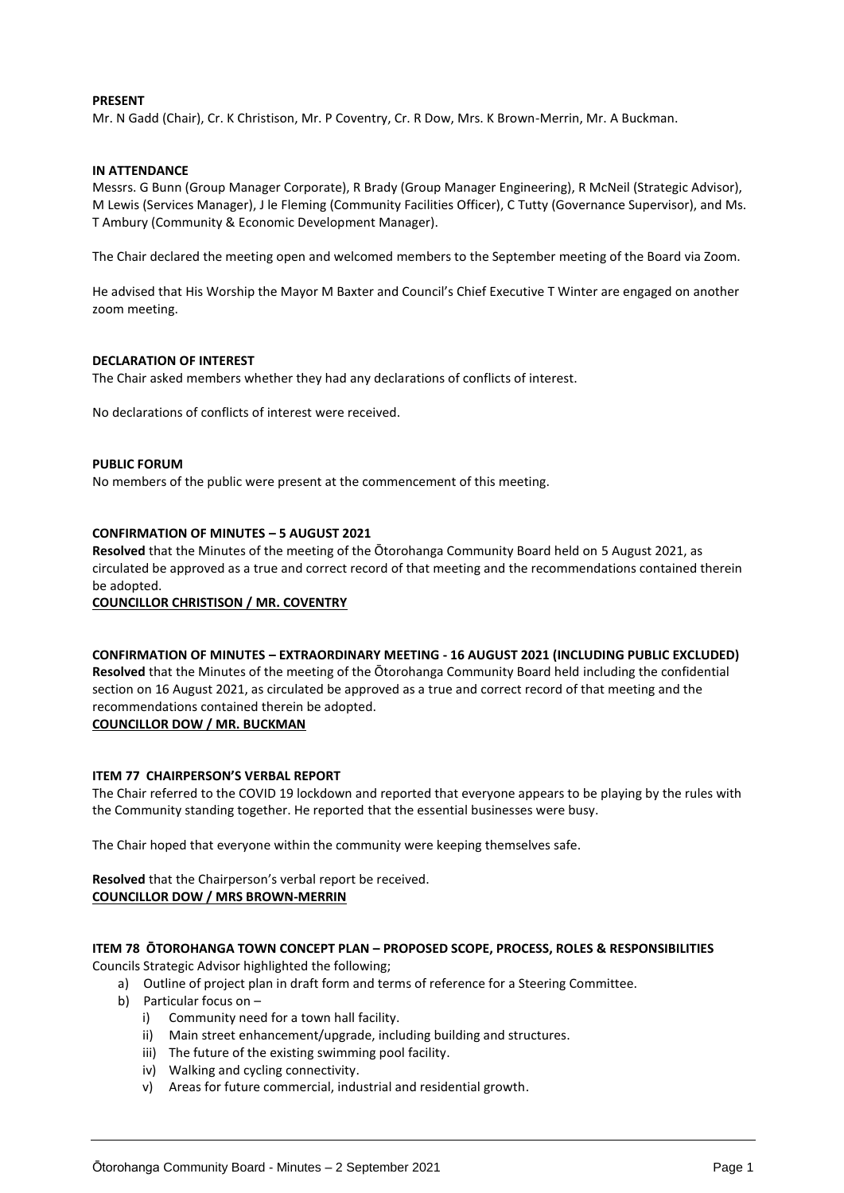**PRESENT**

Mr. N Gadd (Chair), Cr. K Christison, Mr. P Coventry, Cr. R Dow, Mrs. K Brown-Merrin, Mr. A Buckman.

**IN ATTENDANCE**

Messrs. G Bunn (Group Manager Corporate), R Brady (Group Manager Engineering), R McNeil (Strategic Advisor), M Lewis (Services Manager), J le Fleming (Community Facilities Officer), C Tutty (Governance Supervisor), and Ms. T Ambury (Community & Economic Development Manager).

The Chair declared the meeting open and welcomed members to the September meeting of the Board via Zoom.

He advised that His Worship the Mayor M Baxter and Council's Chief Executive T Winter are engaged on another zoom meeting.

**DECLARATION OF INTEREST**

The Chair asked members whether they had any declarations of conflicts of interest.

No declarations of conflicts of interest were received.

**PUBLIC FORUM**

No members of the public were present at the commencement of this meeting.

**CONFIRMATION OF MINUTES – 5 AUGUST 2021**

**Resolved** that the Minutes of the meeting of the Ōtorohanga Community Board held on 5 August 2021, as circulated be approved as a true and correct record of that meeting and the recommendations contained therein be adopted.

**COUNCILLOR CHRISTISON / MR. COVENTRY**

**CONFIRMATION OF MINUTES – EXTRAORDINARY MEETING - 16 AUGUST 2021 (INCLUDING PUBLIC EXCLUDED)**

**Resolved** that the Minutes of the meeting of the Ōtorohanga Community Board held including the confidential section on 16 August 2021, as circulated be approved as a true and correct record of that meeting and the recommendations contained therein be adopted.

**COUNCILLOR DOW / MR. BUCKMAN**

**ITEM 77 CHAIRPERSON'S VERBAL REPORT**

The Chair referred to the COVID 19 lockdown and reported that everyone appears to be playing by the rules with the Community standing together. He reported that the essential businesses were busy.

The Chair hoped that everyone within the community were keeping themselves safe.

**Resolved** that the Chairperson's verbal report be received.

**COUNCILLOR DOW / MRS BROWN-MERRIN**

**ITEM 78 ŌTOROHANGA TOWN CONCEPT PLAN – PROPOSED SCOPE, PROCESS, ROLES & RESPONSIBILITIES**

Councils Strategic Advisor highlighted the following;

a) Outline of project plan in draft form and terms of reference for a Steering Committee.
b) Particular focus on –
   i) Community need for a town hall facility.
   ii) Main street enhancement/upgrade, including building and structures.
   iii) The future of the existing swimming pool facility.
   iv) Walking and cycling connectivity.
   v) Areas for future commercial, industrial and residential growth.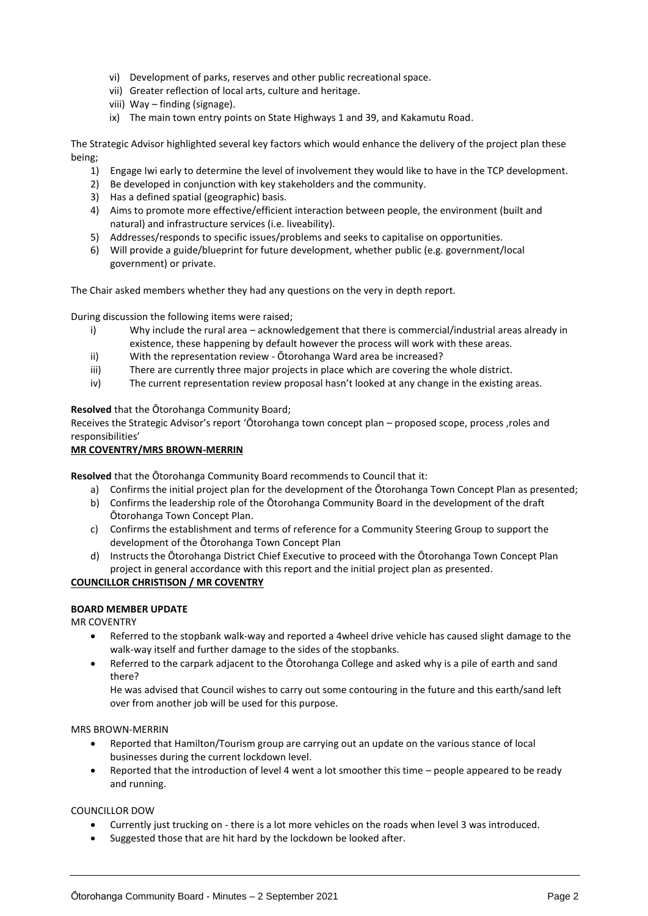vi) Development of parks, reserves and other public recreational space.
vii) Greater reflection of local arts, culture and heritage.
viii) Way – finding (signage).
ix) The main town entry points on State Highways 1 and 39, and Kakamutu Road.

The Strategic Advisor highlighted several key factors which would enhance the delivery of the project plan these being;

1) Engage Iwi early to determine the level of involvement they would like to have in the TCP development.
2) Be developed in conjunction with key stakeholders and the community.
3) Has a defined spatial (geographic) basis.
4) Aims to promote more effective/efficient interaction between people, the environment (built and natural) and infrastructure services (i.e. liveability).
5) Addresses/responds to specific issues/problems and seeks to capitalise on opportunities.
6) Will provide a guide/blueprint for future development, whether public (e.g. government/local government) or private.

The Chair asked members whether they had any questions on the very in depth report.

During discussion the following items were raised;

i) Why include the rural area – acknowledgement that there is commercial/industrial areas already in existence, these happening by default however the process will work with these areas.
ii) With the representation review - Ōtorohanga Ward area be increased?
iii) There are currently three major projects in place which are covering the whole district.
iv) The current representation review proposal hasn't looked at any change in the existing areas.

**Resolved** that the Ōtorohanga Community Board;
Receives the Strategic Advisor's report 'Ōtorohanga town concept plan – proposed scope, process ,roles and responsibilities'

**MR COVENTRY/MRS BROWN-MERRIN**

**Resolved** that the Ōtorohanga Community Board recommends to Council that it:

a) Confirms the initial project plan for the development of the Ōtorohanga Town Concept Plan as presented;
b) Confirms the leadership role of the Ōtorohanga Community Board in the development of the draft Ōtorohanga Town Concept Plan.
c) Confirms the establishment and terms of reference for a Community Steering Group to support the development of the Ōtorohanga Town Concept Plan
d) Instructs the Ōtorohanga District Chief Executive to proceed with the Ōtorohanga Town Concept Plan project in general accordance with this report and the initial project plan as presented.

**COUNCILLOR CHRISTISON / MR COVENTRY**

**BOARD MEMBER UPDATE**

MR COVENTRY

- Referred to the stopbank walk-way and reported a 4wheel drive vehicle has caused slight damage to the walk-way itself and further damage to the sides of the stopbanks.
- Referred to the carpark adjacent to the Ōtorohanga College and asked why is a pile of earth and sand there?
  He was advised that Council wishes to carry out some contouring in the future and this earth/sand left over from another job will be used for this purpose.

MRS BROWN-MERRIN

- Reported that Hamilton/Tourism group are carrying out an update on the various stance of local businesses during the current lockdown level.
- Reported that the introduction of level 4 went a lot smoother this time – people appeared to be ready and running.

COUNCILLOR DOW

- Currently just trucking on - there is a lot more vehicles on the roads when level 3 was introduced.
- Suggested those that are hit hard by the lockdown be looked after.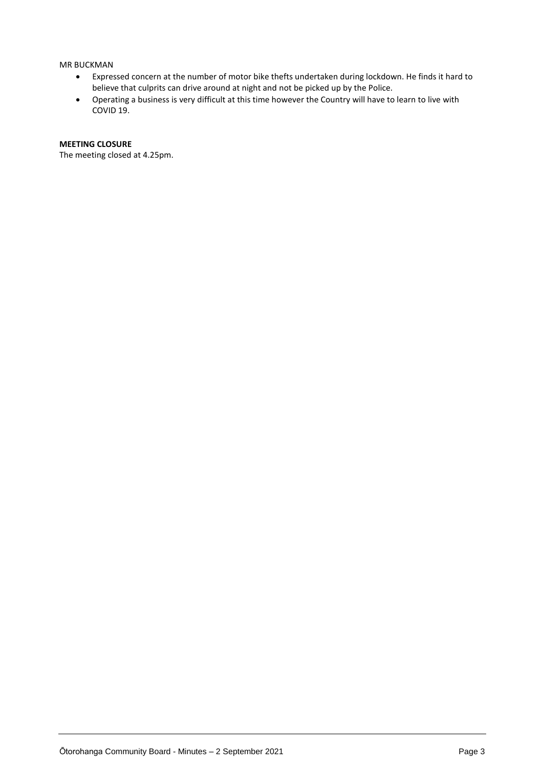MR BUCKMAN

- Expressed concern at the number of motor bike thefts undertaken during lockdown. He finds it hard to believe that culprits can drive around at night and not be picked up by the Police.
- Operating a business is very difficult at this time however the Country will have to learn to live with COVID 19.

**MEETING CLOSURE**

The meeting closed at 4.25pm.